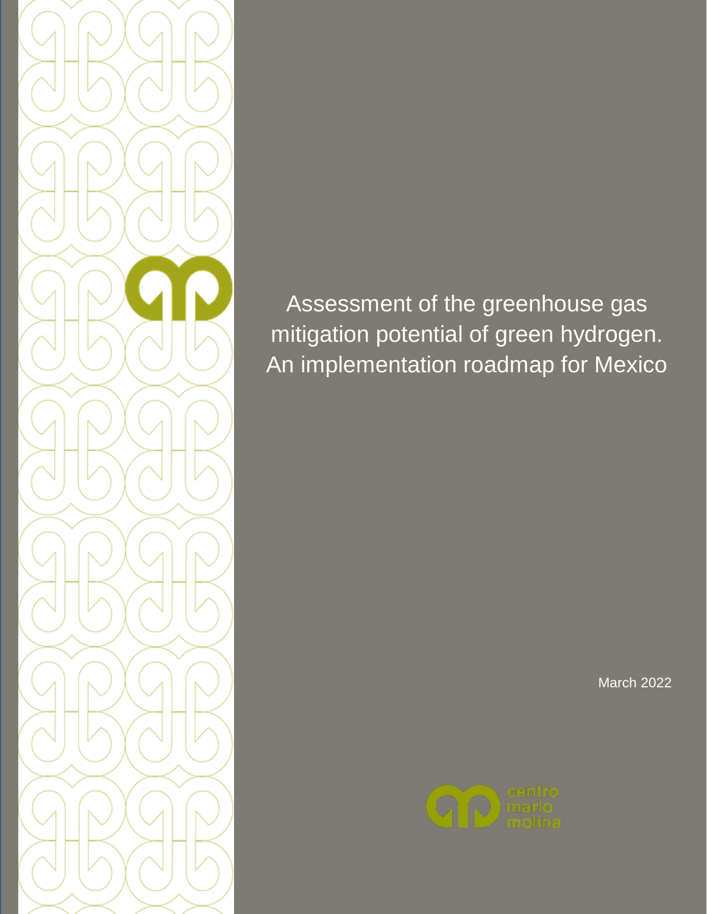# Assessment of the greenhouse gas mitigation potential of green hydrogen. An implementation roadmap for Mexico

March 2022

centro
mario
molina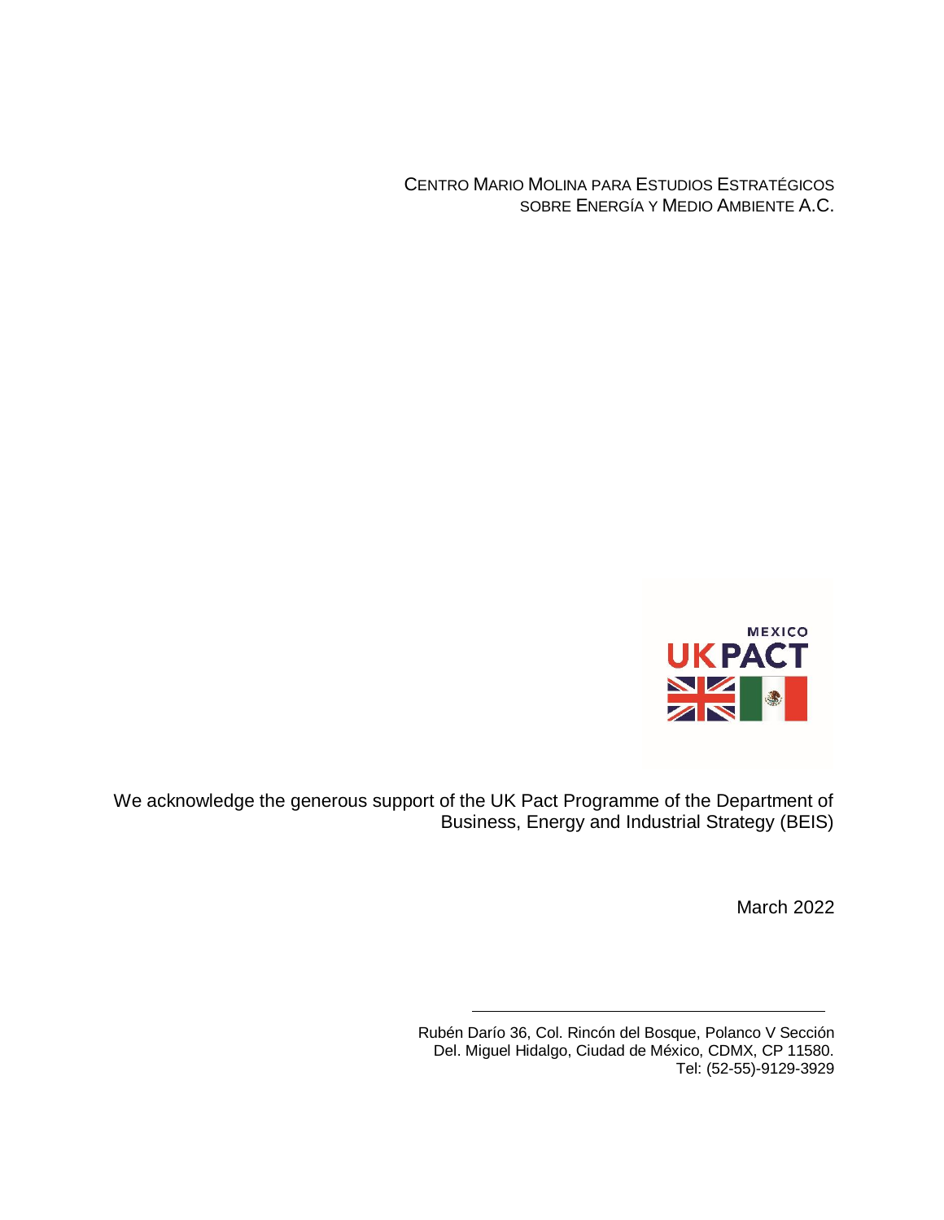Centro Mario Molina para Estudios Estratégicos sobre Energía y Medio Ambiente A.C.

MEXICO
UK PACT

We acknowledge the generous support of the UK Pact Programme of the Department of Business, Energy and Industrial Strategy (BEIS)

March 2022

Rubén Darío 36, Col. Rincón del Bosque, Polanco V Sección
Del. Miguel Hidalgo, Ciudad de México, CDMX, CP 11580.
Tel: (52-55)-9129-3929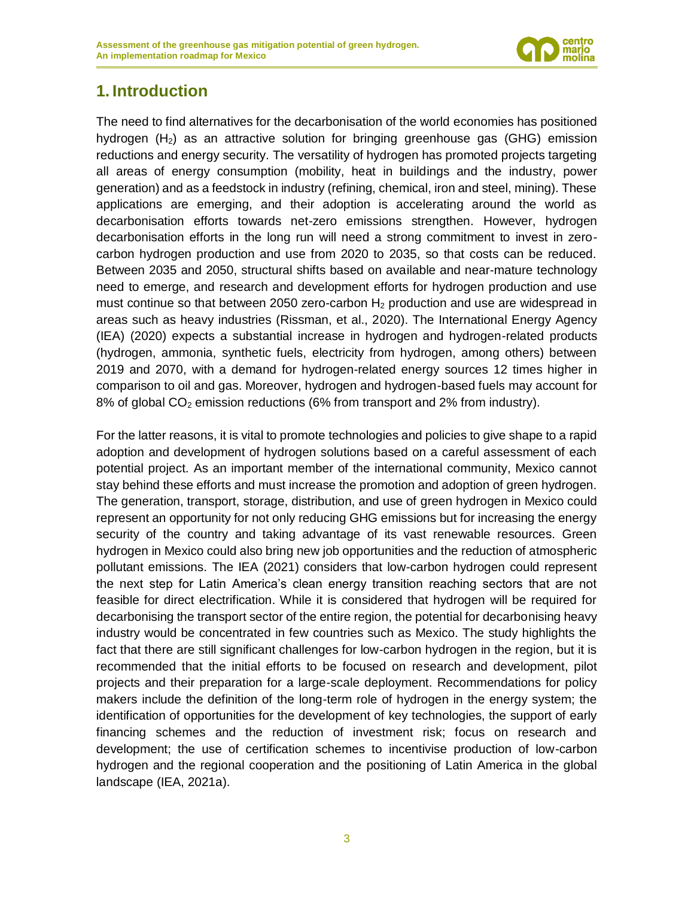# 1. Introduction

The need to find alternatives for the decarbonisation of the world economies has positioned hydrogen ($H_2$) as an attractive solution for bringing greenhouse gas (GHG) emission reductions and energy security. The versatility of hydrogen has promoted projects targeting all areas of energy consumption (mobility, heat in buildings and the industry, power generation) and as a feedstock in industry (refining, chemical, iron and steel, mining). These applications are emerging, and their adoption is accelerating around the world as decarbonisation efforts towards net-zero emissions strengthen. However, hydrogen decarbonisation efforts in the long run will need a strong commitment to invest in zero-carbon hydrogen production and use from 2020 to 2035, so that costs can be reduced. Between 2035 and 2050, structural shifts based on available and near-mature technology need to emerge, and research and development efforts for hydrogen production and use must continue so that between 2050 zero-carbon $H_2$ production and use are widespread in areas such as heavy industries (Rissman, et al., 2020). The International Energy Agency (IEA) (2020) expects a substantial increase in hydrogen and hydrogen-related products (hydrogen, ammonia, synthetic fuels, electricity from hydrogen, among others) between 2019 and 2070, with a demand for hydrogen-related energy sources 12 times higher in comparison to oil and gas. Moreover, hydrogen and hydrogen-based fuels may account for 8% of global $CO_2$ emission reductions (6% from transport and 2% from industry).

For the latter reasons, it is vital to promote technologies and policies to give shape to a rapid adoption and development of hydrogen solutions based on a careful assessment of each potential project. As an important member of the international community, Mexico cannot stay behind these efforts and must increase the promotion and adoption of green hydrogen. The generation, transport, storage, distribution, and use of green hydrogen in Mexico could represent an opportunity for not only reducing GHG emissions but for increasing the energy security of the country and taking advantage of its vast renewable resources. Green hydrogen in Mexico could also bring new job opportunities and the reduction of atmospheric pollutant emissions. The IEA (2021) considers that low-carbon hydrogen could represent the next step for Latin America's clean energy transition reaching sectors that are not feasible for direct electrification. While it is considered that hydrogen will be required for decarbonising the transport sector of the entire region, the potential for decarbonising heavy industry would be concentrated in few countries such as Mexico. The study highlights the fact that there are still significant challenges for low-carbon hydrogen in the region, but it is recommended that the initial efforts to be focused on research and development, pilot projects and their preparation for a large-scale deployment. Recommendations for policy makers include the definition of the long-term role of hydrogen in the energy system; the identification of opportunities for the development of key technologies, the support of early financing schemes and the reduction of investment risk; focus on research and development; the use of certification schemes to incentivise production of low-carbon hydrogen and the regional cooperation and the positioning of Latin America in the global landscape (IEA, 2021a).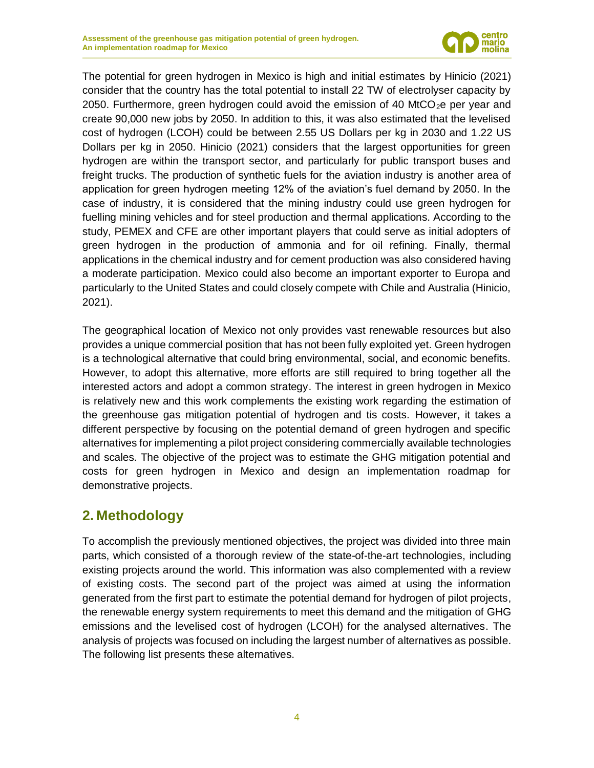The potential for green hydrogen in Mexico is high and initial estimates by Hinicio (2021) consider that the country has the total potential to install 22 TW of electrolyser capacity by 2050. Furthermore, green hydrogen could avoid the emission of 40 $MtCO_2e$ per year and create 90,000 new jobs by 2050. In addition to this, it was also estimated that the levelised cost of hydrogen (LCOH) could be between 2.55 US Dollars per kg in 2030 and 1.22 US Dollars per kg in 2050. Hinicio (2021) considers that the largest opportunities for green hydrogen are within the transport sector, and particularly for public transport buses and freight trucks. The production of synthetic fuels for the aviation industry is another area of application for green hydrogen meeting 12% of the aviation's fuel demand by 2050. In the case of industry, it is considered that the mining industry could use green hydrogen for fuelling mining vehicles and for steel production and thermal applications. According to the study, PEMEX and CFE are other important players that could serve as initial adopters of green hydrogen in the production of ammonia and for oil refining. Finally, thermal applications in the chemical industry and for cement production was also considered having a moderate participation. Mexico could also become an important exporter to Europa and particularly to the United States and could closely compete with Chile and Australia (Hinicio, 2021).

The geographical location of Mexico not only provides vast renewable resources but also provides a unique commercial position that has not been fully exploited yet. Green hydrogen is a technological alternative that could bring environmental, social, and economic benefits. However, to adopt this alternative, more efforts are still required to bring together all the interested actors and adopt a common strategy. The interest in green hydrogen in Mexico is relatively new and this work complements the existing work regarding the estimation of the greenhouse gas mitigation potential of hydrogen and tis costs. However, it takes a different perspective by focusing on the potential demand of green hydrogen and specific alternatives for implementing a pilot project considering commercially available technologies and scales. The objective of the project was to estimate the GHG mitigation potential and costs for green hydrogen in Mexico and design an implementation roadmap for demonstrative projects.

## 2. Methodology

To accomplish the previously mentioned objectives, the project was divided into three main parts, which consisted of a thorough review of the state-of-the-art technologies, including existing projects around the world. This information was also complemented with a review of existing costs. The second part of the project was aimed at using the information generated from the first part to estimate the potential demand for hydrogen of pilot projects, the renewable energy system requirements to meet this demand and the mitigation of GHG emissions and the levelised cost of hydrogen (LCOH) for the analysed alternatives. The analysis of projects was focused on including the largest number of alternatives as possible. The following list presents these alternatives.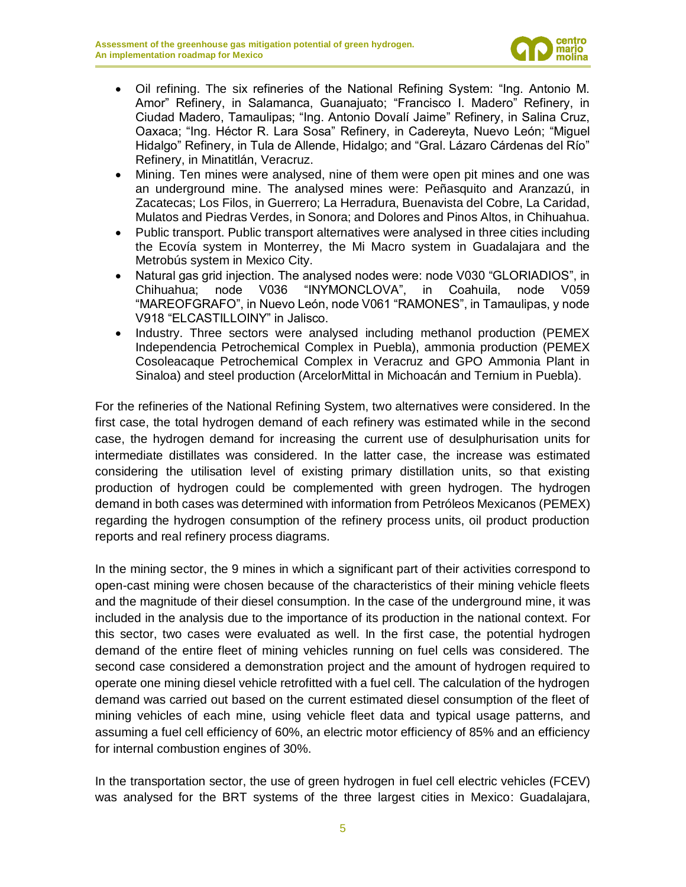- Oil refining. The six refineries of the National Refining System: “Ing. Antonio M. Amor” Refinery, in Salamanca, Guanajuato; “Francisco I. Madero” Refinery, in Ciudad Madero, Tamaulipas; “Ing. Antonio Dovalí Jaime” Refinery, in Salina Cruz, Oaxaca; “Ing. Héctor R. Lara Sosa” Refinery, in Cadereyta, Nuevo León; “Miguel Hidalgo” Refinery, in Tula de Allende, Hidalgo; and “Gral. Lázaro Cárdenas del Río” Refinery, in Minatitlán, Veracruz.
- Mining. Ten mines were analysed, nine of them were open pit mines and one was an underground mine. The analysed mines were: Peñasquito and Aranzazú, in Zacatecas; Los Filos, in Guerrero; La Herradura, Buenavista del Cobre, La Caridad, Mulatos and Piedras Verdes, in Sonora; and Dolores and Pinos Altos, in Chihuahua.
- Public transport. Public transport alternatives were analysed in three cities including the Ecovía system in Monterrey, the Mi Macro system in Guadalajara and the Metrobús system in Mexico City.
- Natural gas grid injection. The analysed nodes were: node V030 “GLORIADIOS”, in Chihuahua; node V036 “INYMONCLOVA”, in Coahuila, node V059 “MAREOFGRAFO”, in Nuevo León, node V061 “RAMONES”, in Tamaulipas, y node V918 “ELCASTILLOINY” in Jalisco.
- Industry. Three sectors were analysed including methanol production (PEMEX Independencia Petrochemical Complex in Puebla), ammonia production (PEMEX Cosoleacaque Petrochemical Complex in Veracruz and GPO Ammonia Plant in Sinaloa) and steel production (ArcelorMittal in Michoacán and Ternium in Puebla).

For the refineries of the National Refining System, two alternatives were considered. In the first case, the total hydrogen demand of each refinery was estimated while in the second case, the hydrogen demand for increasing the current use of desulphurisation units for intermediate distillates was considered. In the latter case, the increase was estimated considering the utilisation level of existing primary distillation units, so that existing production of hydrogen could be complemented with green hydrogen. The hydrogen demand in both cases was determined with information from Petróleos Mexicanos (PEMEX) regarding the hydrogen consumption of the refinery process units, oil product production reports and real refinery process diagrams.

In the mining sector, the 9 mines in which a significant part of their activities correspond to open-cast mining were chosen because of the characteristics of their mining vehicle fleets and the magnitude of their diesel consumption. In the case of the underground mine, it was included in the analysis due to the importance of its production in the national context. For this sector, two cases were evaluated as well. In the first case, the potential hydrogen demand of the entire fleet of mining vehicles running on fuel cells was considered. The second case considered a demonstration project and the amount of hydrogen required to operate one mining diesel vehicle retrofitted with a fuel cell. The calculation of the hydrogen demand was carried out based on the current estimated diesel consumption of the fleet of mining vehicles of each mine, using vehicle fleet data and typical usage patterns, and assuming a fuel cell efficiency of 60%, an electric motor efficiency of 85% and an efficiency for internal combustion engines of 30%.

In the transportation sector, the use of green hydrogen in fuel cell electric vehicles (FCEV) was analysed for the BRT systems of the three largest cities in Mexico: Guadalajara,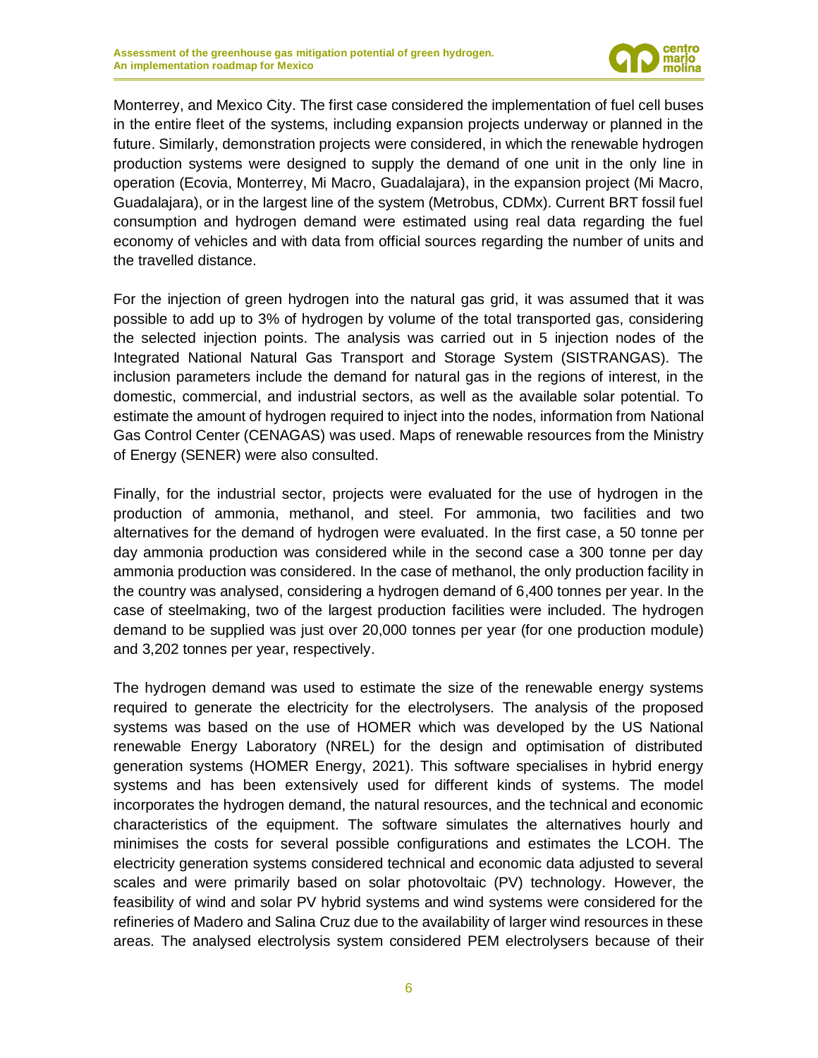Monterrey, and Mexico City. The first case considered the implementation of fuel cell buses in the entire fleet of the systems, including expansion projects underway or planned in the future. Similarly, demonstration projects were considered, in which the renewable hydrogen production systems were designed to supply the demand of one unit in the only line in operation (Ecovia, Monterrey, Mi Macro, Guadalajara), in the expansion project (Mi Macro, Guadalajara), or in the largest line of the system (Metrobus, CDMx). Current BRT fossil fuel consumption and hydrogen demand were estimated using real data regarding the fuel economy of vehicles and with data from official sources regarding the number of units and the travelled distance.

For the injection of green hydrogen into the natural gas grid, it was assumed that it was possible to add up to 3% of hydrogen by volume of the total transported gas, considering the selected injection points. The analysis was carried out in 5 injection nodes of the Integrated National Natural Gas Transport and Storage System (SISTRANGAS). The inclusion parameters include the demand for natural gas in the regions of interest, in the domestic, commercial, and industrial sectors, as well as the available solar potential. To estimate the amount of hydrogen required to inject into the nodes, information from National Gas Control Center (CENAGAS) was used. Maps of renewable resources from the Ministry of Energy (SENER) were also consulted.

Finally, for the industrial sector, projects were evaluated for the use of hydrogen in the production of ammonia, methanol, and steel. For ammonia, two facilities and two alternatives for the demand of hydrogen were evaluated. In the first case, a 50 tonne per day ammonia production was considered while in the second case a 300 tonne per day ammonia production was considered. In the case of methanol, the only production facility in the country was analysed, considering a hydrogen demand of 6,400 tonnes per year. In the case of steelmaking, two of the largest production facilities were included. The hydrogen demand to be supplied was just over 20,000 tonnes per year (for one production module) and 3,202 tonnes per year, respectively.

The hydrogen demand was used to estimate the size of the renewable energy systems required to generate the electricity for the electrolysers. The analysis of the proposed systems was based on the use of HOMER which was developed by the US National renewable Energy Laboratory (NREL) for the design and optimisation of distributed generation systems (HOMER Energy, 2021). This software specialises in hybrid energy systems and has been extensively used for different kinds of systems. The model incorporates the hydrogen demand, the natural resources, and the technical and economic characteristics of the equipment. The software simulates the alternatives hourly and minimises the costs for several possible configurations and estimates the LCOH. The electricity generation systems considered technical and economic data adjusted to several scales and were primarily based on solar photovoltaic (PV) technology. However, the feasibility of wind and solar PV hybrid systems and wind systems were considered for the refineries of Madero and Salina Cruz due to the availability of larger wind resources in these areas. The analysed electrolysis system considered PEM electrolysers because of their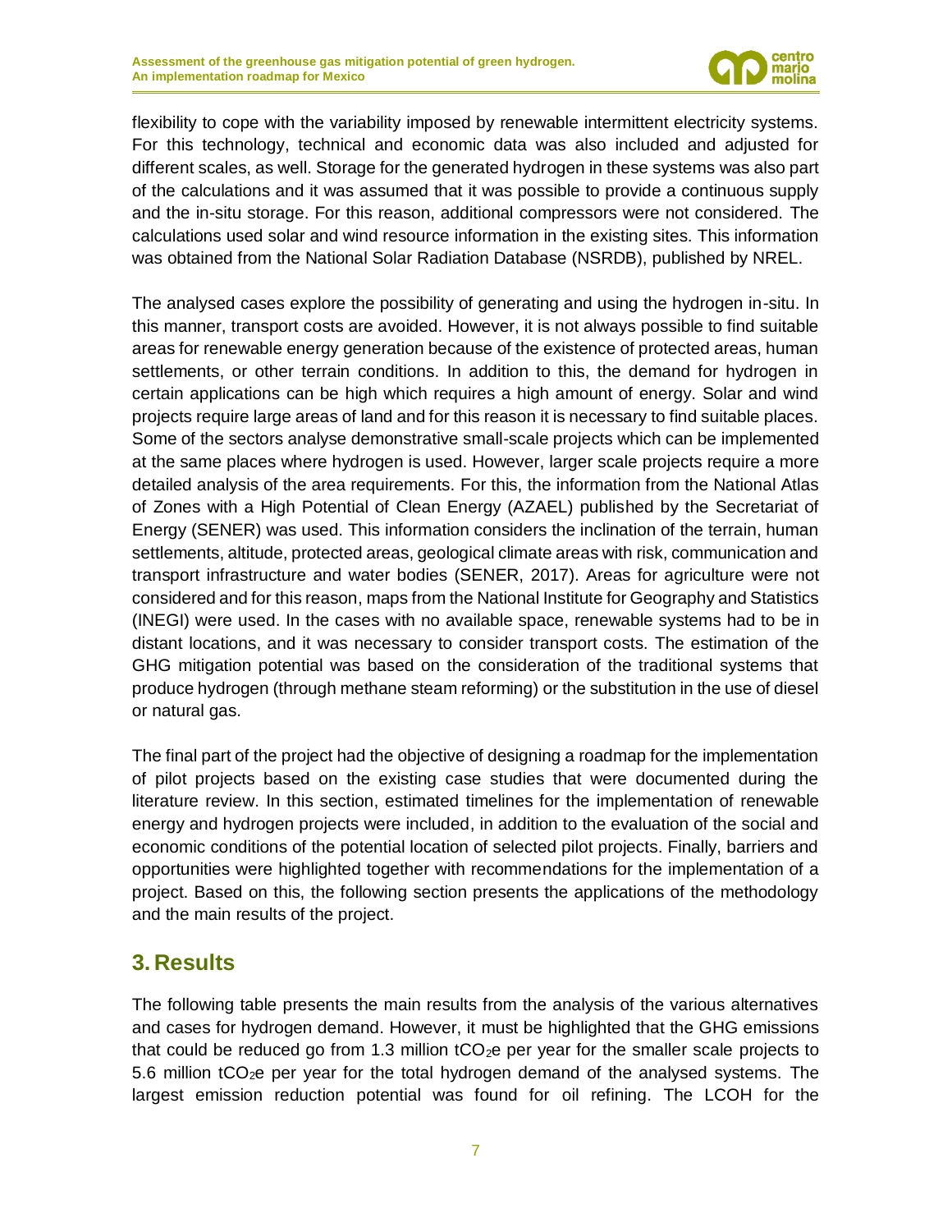flexibility to cope with the variability imposed by renewable intermittent electricity systems. For this technology, technical and economic data was also included and adjusted for different scales, as well. Storage for the generated hydrogen in these systems was also part of the calculations and it was assumed that it was possible to provide a continuous supply and the in-situ storage. For this reason, additional compressors were not considered. The calculations used solar and wind resource information in the existing sites. This information was obtained from the National Solar Radiation Database (NSRDB), published by NREL.

The analysed cases explore the possibility of generating and using the hydrogen in-situ. In this manner, transport costs are avoided. However, it is not always possible to find suitable areas for renewable energy generation because of the existence of protected areas, human settlements, or other terrain conditions. In addition to this, the demand for hydrogen in certain applications can be high which requires a high amount of energy. Solar and wind projects require large areas of land and for this reason it is necessary to find suitable places. Some of the sectors analyse demonstrative small-scale projects which can be implemented at the same places where hydrogen is used. However, larger scale projects require a more detailed analysis of the area requirements. For this, the information from the National Atlas of Zones with a High Potential of Clean Energy (AZAEL) published by the Secretariat of Energy (SENER) was used. This information considers the inclination of the terrain, human settlements, altitude, protected areas, geological climate areas with risk, communication and transport infrastructure and water bodies (SENER, 2017). Areas for agriculture were not considered and for this reason, maps from the National Institute for Geography and Statistics (INEGI) were used. In the cases with no available space, renewable systems had to be in distant locations, and it was necessary to consider transport costs. The estimation of the GHG mitigation potential was based on the consideration of the traditional systems that produce hydrogen (through methane steam reforming) or the substitution in the use of diesel or natural gas.

The final part of the project had the objective of designing a roadmap for the implementation of pilot projects based on the existing case studies that were documented during the literature review. In this section, estimated timelines for the implementation of renewable energy and hydrogen projects were included, in addition to the evaluation of the social and economic conditions of the potential location of selected pilot projects. Finally, barriers and opportunities were highlighted together with recommendations for the implementation of a project. Based on this, the following section presents the applications of the methodology and the main results of the project.

## 3. Results

The following table presents the main results from the analysis of the various alternatives and cases for hydrogen demand. However, it must be highlighted that the GHG emissions that could be reduced go from 1.3 million $tCO_2e$ per year for the smaller scale projects to 5.6 million $tCO_2e$ per year for the total hydrogen demand of the analysed systems. The largest emission reduction potential was found for oil refining. The LCOH for the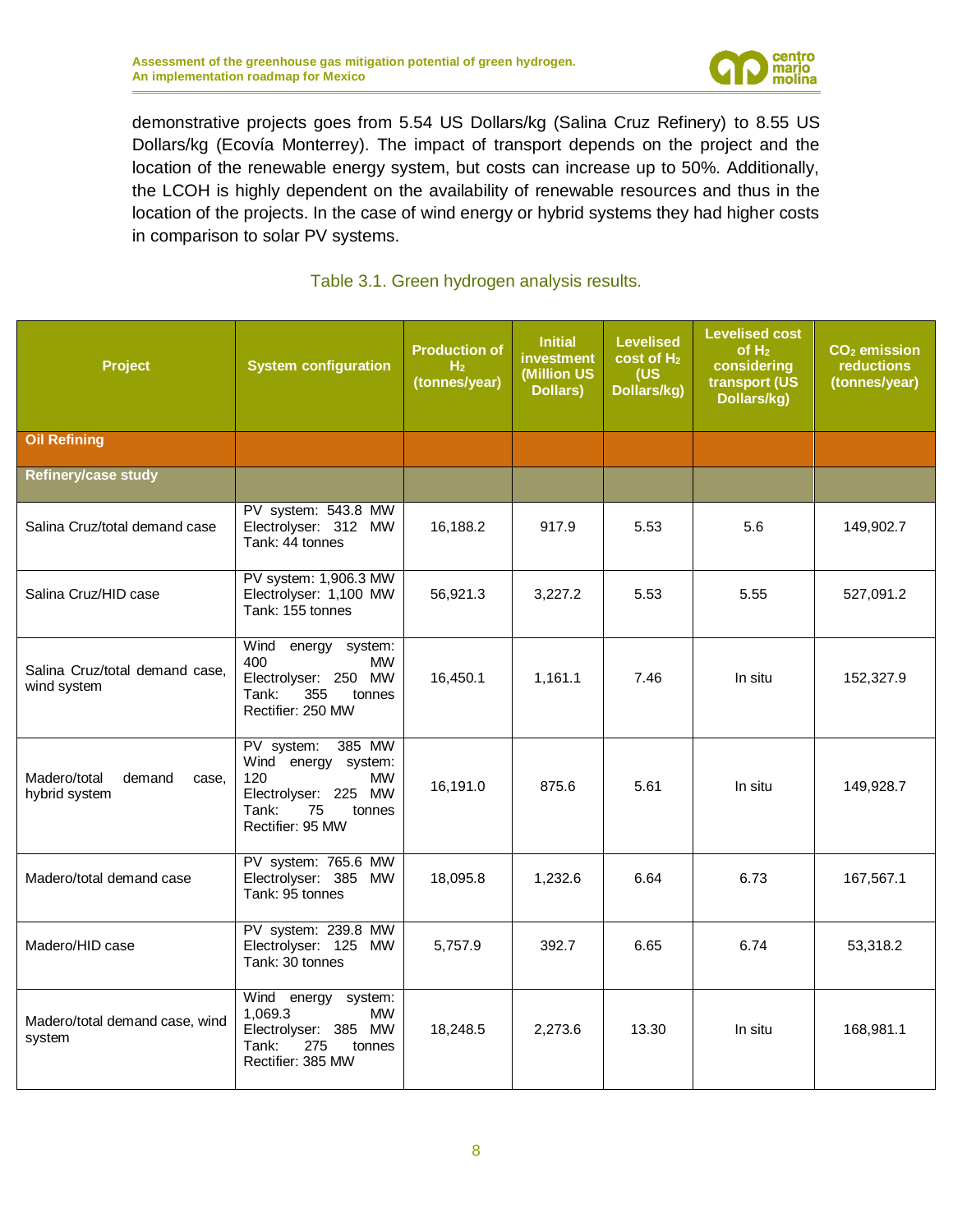demonstrative projects goes from 5.54 US Dollars/kg (Salina Cruz Refinery) to 8.55 US Dollars/kg (Ecovía Monterrey). The impact of transport depends on the project and the location of the renewable energy system, but costs can increase up to 50%. Additionally, the LCOH is highly dependent on the availability of renewable resources and thus in the location of the projects. In the case of wind energy or hybrid systems they had higher costs in comparison to solar PV systems.

Table 3.1. Green hydrogen analysis results.

| Project | System configuration | Production of $H_2$ (tonnes/year) | Initial investment (Million US Dollars) | Levelised cost of $H_2$ (US Dollars/kg) | Levelised cost of $H_2$ considering transport (US Dollars/kg) | $CO_2$ emission reductions (tonnes/year) |
|---|---|---|---|---|---|---|
| **Oil Refining** | | | | | | |
| **Refinery/case study** | | | | | | |
| Salina Cruz/total demand case | PV system: 543.8 MW Electrolyser: 312 MW Tank: 44 tonnes | 16,188.2 | 917.9 | 5.53 | 5.6 | 149,902.7 |
| Salina Cruz/HID case | PV system: 1,906.3 MW Electrolyser: 1,100 MW Tank: 155 tonnes | 56,921.3 | 3,227.2 | 5.53 | 5.55 | 527,091.2 |
| Salina Cruz/total demand case, wind system | Wind energy system: 400 MW Electrolyser: 250 MW Tank: 355 tonnes Rectifier: 250 MW | 16,450.1 | 1,161.1 | 7.46 | In situ | 152,327.9 |
| Madero/total demand case, hybrid system | PV system: 385 MW Wind energy system: 120 MW Electrolyser: 225 MW Tank: 75 tonnes Rectifier: 95 MW | 16,191.0 | 875.6 | 5.61 | In situ | 149,928.7 |
| Madero/total demand case | PV system: 765.6 MW Electrolyser: 385 MW Tank: 95 tonnes | 18,095.8 | 1,232.6 | 6.64 | 6.73 | 167,567.1 |
| Madero/HID case | PV system: 239.8 MW Electrolyser: 125 MW Tank: 30 tonnes | 5,757.9 | 392.7 | 6.65 | 6.74 | 53,318.2 |
| Madero/total demand case, wind system | Wind energy system: 1,069.3 MW Electrolyser: 385 MW Tank: 275 tonnes Rectifier: 385 MW | 18,248.5 | 2,273.6 | 13.30 | In situ | 168,981.1 |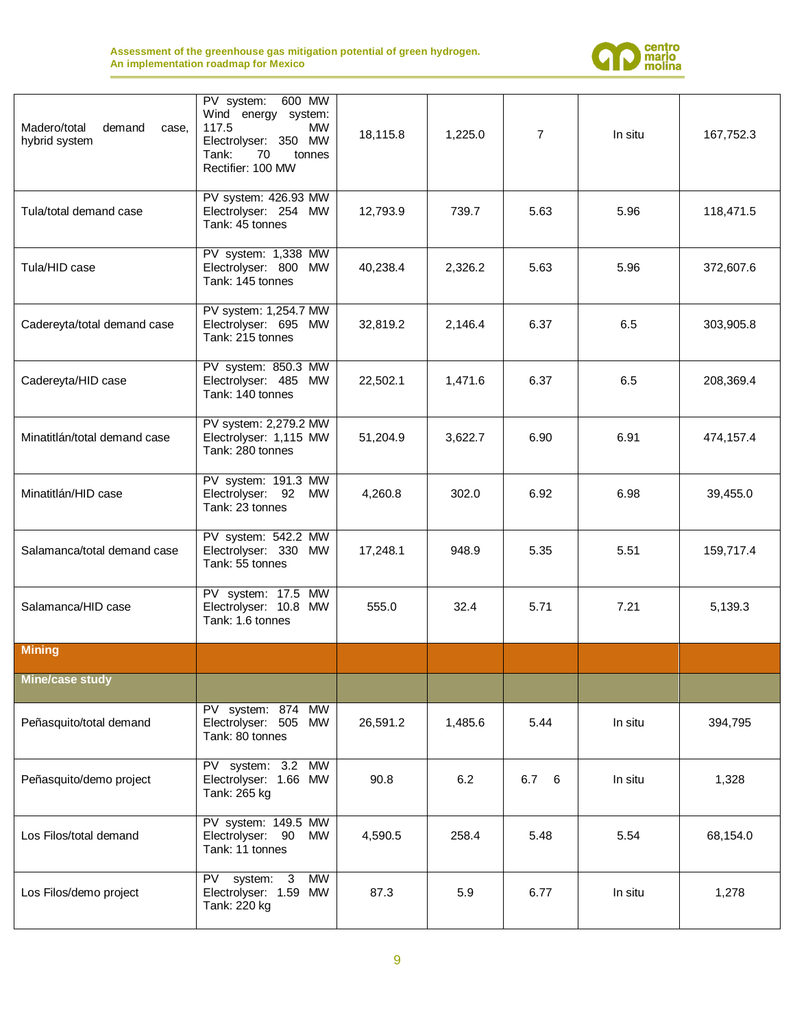| | | | | | | |
|---|---|---|---|---|---|---|
| Madero/total demand case, hybrid system | PV system: 600 MW Wind energy system: 117.5 MW Electrolyser: 350 MW Tank: 70 tonnes Rectifier: 100 MW | 18,115.8 | 1,225.0 | 7 | In situ | 167,752.3 |
| Tula/total demand case | PV system: 426.93 MW Electrolyser: 254 MW Tank: 45 tonnes | 12,793.9 | 739.7 | 5.63 | 5.96 | 118,471.5 |
| Tula/HID case | PV system: 1,338 MW Electrolyser: 800 MW Tank: 145 tonnes | 40,238.4 | 2,326.2 | 5.63 | 5.96 | 372,607.6 |
| Cadereyta/total demand case | PV system: 1,254.7 MW Electrolyser: 695 MW Tank: 215 tonnes | 32,819.2 | 2,146.4 | 6.37 | 6.5 | 303,905.8 |
| Cadereyta/HID case | PV system: 850.3 MW Electrolyser: 485 MW Tank: 140 tonnes | 22,502.1 | 1,471.6 | 6.37 | 6.5 | 208,369.4 |
| Minatitlán/total demand case | PV system: 2,279.2 MW Electrolyser: 1,115 MW Tank: 280 tonnes | 51,204.9 | 3,622.7 | 6.90 | 6.91 | 474,157.4 |
| Minatitlán/HID case | PV system: 191.3 MW Electrolyser: 92 MW Tank: 23 tonnes | 4,260.8 | 302.0 | 6.92 | 6.98 | 39,455.0 |
| Salamanca/total demand case | PV system: 542.2 MW Electrolyser: 330 MW Tank: 55 tonnes | 17,248.1 | 948.9 | 5.35 | 5.51 | 159,717.4 |
| Salamanca/HID case | PV system: 17.5 MW Electrolyser: 10.8 MW Tank: 1.6 tonnes | 555.0 | 32.4 | 5.71 | 7.21 | 5,139.3 |
| **Mining** | | | | | | |
| **Mine/case study** | | | | | | |
| Peñasquito/total demand | PV system: 874 MW Electrolyser: 505 MW Tank: 80 tonnes | 26,591.2 | 1,485.6 | 5.44 | In situ | 394,795 |
| Peñasquito/demo project | PV system: 3.2 MW Electrolyser: 1.66 MW Tank: 265 kg | 90.8 | 6.2 | 6.7 6 | In situ | 1,328 |
| Los Filos/total demand | PV system: 149.5 MW Electrolyser: 90 MW Tank: 11 tonnes | 4,590.5 | 258.4 | 5.48 | 5.54 | 68,154.0 |
| Los Filos/demo project | PV system: 3 MW Electrolyser: 1.59 MW Tank: 220 kg | 87.3 | 5.9 | 6.77 | In situ | 1,278 |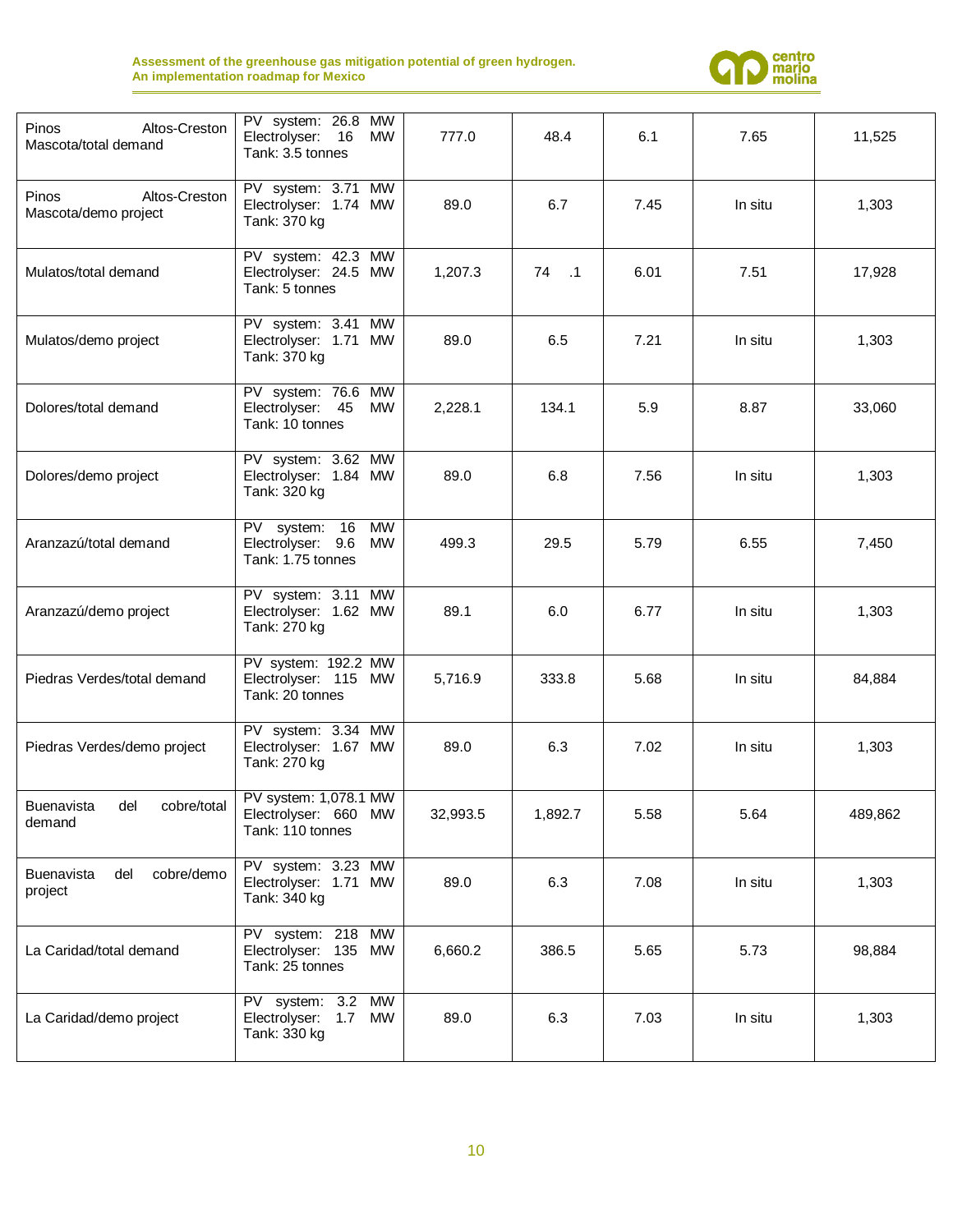| | | | | | | |
|---|---|---|---|---|---|---|
| Pinos Altos-Creston Mascota/total demand | PV system: 26.8 MW Electrolyser: 16 MW Tank: 3.5 tonnes | 777.0 | 48.4 | 6.1 | 7.65 | 11,525 |
| Pinos Altos-Creston Mascota/demo project | PV system: 3.71 MW Electrolyser: 1.74 MW Tank: 370 kg | 89.0 | 6.7 | 7.45 | In situ | 1,303 |
| Mulatos/total demand | PV system: 42.3 MW Electrolyser: 24.5 MW Tank: 5 tonnes | 1,207.3 | 74 .1 | 6.01 | 7.51 | 17,928 |
| Mulatos/demo project | PV system: 3.41 MW Electrolyser: 1.71 MW Tank: 370 kg | 89.0 | 6.5 | 7.21 | In situ | 1,303 |
| Dolores/total demand | PV system: 76.6 MW Electrolyser: 45 MW Tank: 10 tonnes | 2,228.1 | 134.1 | 5.9 | 8.87 | 33,060 |
| Dolores/demo project | PV system: 3.62 MW Electrolyser: 1.84 MW Tank: 320 kg | 89.0 | 6.8 | 7.56 | In situ | 1,303 |
| Aranzazú/total demand | PV system: 16 MW Electrolyser: 9.6 MW Tank: 1.75 tonnes | 499.3 | 29.5 | 5.79 | 6.55 | 7,450 |
| Aranzazú/demo project | PV system: 3.11 MW Electrolyser: 1.62 MW Tank: 270 kg | 89.1 | 6.0 | 6.77 | In situ | 1,303 |
| Piedras Verdes/total demand | PV system: 192.2 MW Electrolyser: 115 MW Tank: 20 tonnes | 5,716.9 | 333.8 | 5.68 | In situ | 84,884 |
| Piedras Verdes/demo project | PV system: 3.34 MW Electrolyser: 1.67 MW Tank: 270 kg | 89.0 | 6.3 | 7.02 | In situ | 1,303 |
| Buenavista del cobre/total demand | PV system: 1,078.1 MW Electrolyser: 660 MW Tank: 110 tonnes | 32,993.5 | 1,892.7 | 5.58 | 5.64 | 489,862 |
| Buenavista del cobre/demo project | PV system: 3.23 MW Electrolyser: 1.71 MW Tank: 340 kg | 89.0 | 6.3 | 7.08 | In situ | 1,303 |
| La Caridad/total demand | PV system: 218 MW Electrolyser: 135 MW Tank: 25 tonnes | 6,660.2 | 386.5 | 5.65 | 5.73 | 98,884 |
| La Caridad/demo project | PV system: 3.2 MW Electrolyser: 1.7 MW Tank: 330 kg | 89.0 | 6.3 | 7.03 | In situ | 1,303 |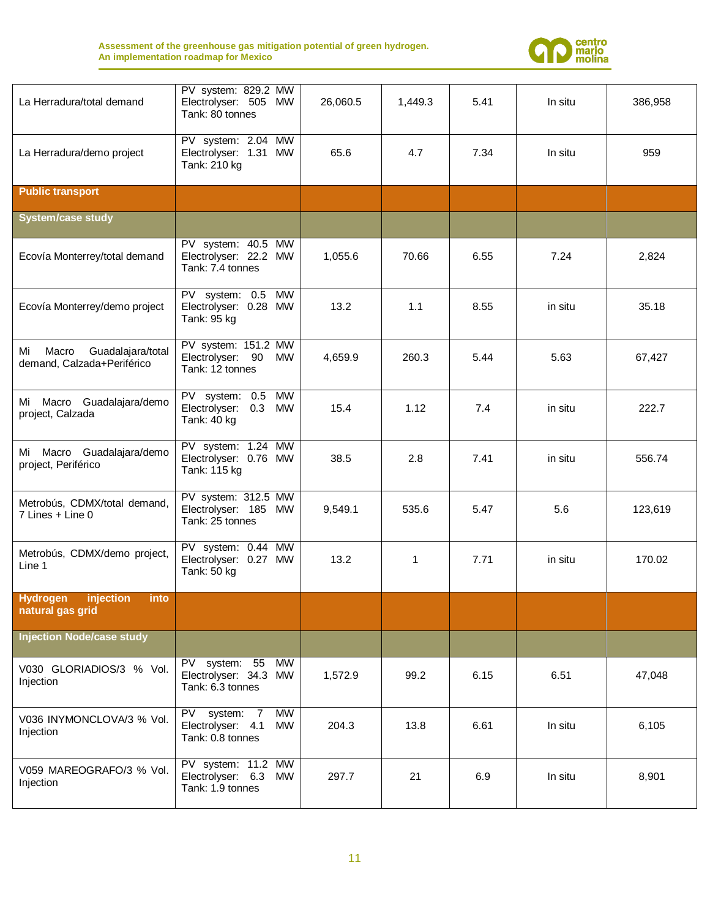| | | | | | | |
|---|---|---|---|---|---|---|
| La Herradura/total demand | PV system: 829.2 MW Electrolyser: 505 MW Tank: 80 tonnes | 26,060.5 | 1,449.3 | 5.41 | In situ | 386,958 |
| La Herradura/demo project | PV system: 2.04 MW Electrolyser: 1.31 MW Tank: 210 kg | 65.6 | 4.7 | 7.34 | In situ | 959 |
| **Public transport** | | | | | | |
| **System/case study** | | | | | | |
| Ecovía Monterrey/total demand | PV system: 40.5 MW Electrolyser: 22.2 MW Tank: 7.4 tonnes | 1,055.6 | 70.66 | 6.55 | 7.24 | 2,824 |
| Ecovía Monterrey/demo project | PV system: 0.5 MW Electrolyser: 0.28 MW Tank: 95 kg | 13.2 | 1.1 | 8.55 | in situ | 35.18 |
| Mi Macro Guadalajara/total demand, Calzada+Periférico | PV system: 151.2 MW Electrolyser: 90 MW Tank: 12 tonnes | 4,659.9 | 260.3 | 5.44 | 5.63 | 67,427 |
| Mi Macro Guadalajara/demo project, Calzada | PV system: 0.5 MW Electrolyser: 0.3 MW Tank: 40 kg | 15.4 | 1.12 | 7.4 | in situ | 222.7 |
| Mi Macro Guadalajara/demo project, Periférico | PV system: 1.24 MW Electrolyser: 0.76 MW Tank: 115 kg | 38.5 | 2.8 | 7.41 | in situ | 556.74 |
| Metrobús, CDMX/total demand, 7 Lines + Line 0 | PV system: 312.5 MW Electrolyser: 185 MW Tank: 25 tonnes | 9,549.1 | 535.6 | 5.47 | 5.6 | 123,619 |
| Metrobús, CDMX/demo project, Line 1 | PV system: 0.44 MW Electrolyser: 0.27 MW Tank: 50 kg | 13.2 | 1 | 7.71 | in situ | 170.02 |
| **Hydrogen injection into natural gas grid** | | | | | | |
| **Injection Node/case study** | | | | | | |
| V030 GLORIADIOS/3 % Vol. Injection | PV system: 55 MW Electrolyser: 34.3 MW Tank: 6.3 tonnes | 1,572.9 | 99.2 | 6.15 | 6.51 | 47,048 |
| V036 INYMONCLOVA/3 % Vol. Injection | PV system: 7 MW Electrolyser: 4.1 MW Tank: 0.8 tonnes | 204.3 | 13.8 | 6.61 | In situ | 6,105 |
| V059 MAREOGRAFO/3 % Vol. Injection | PV system: 11.2 MW Electrolyser: 6.3 MW Tank: 1.9 tonnes | 297.7 | 21 | 6.9 | In situ | 8,901 |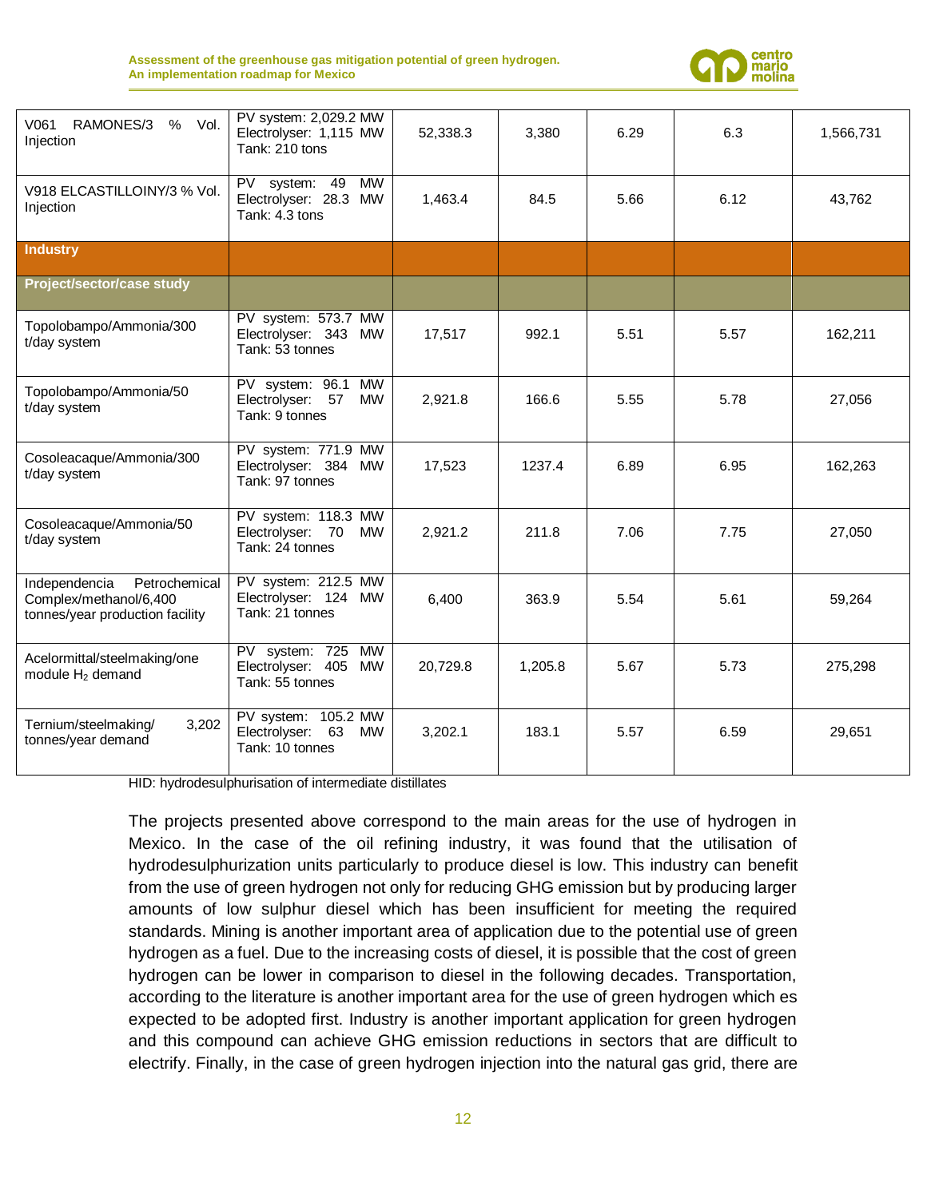| | | | | | | |
|---|---|---|---|---|---|---|
| V061 RAMONES/3 % Vol. Injection | PV system: 2,029.2 MW Electrolyser: 1,115 MW Tank: 210 tons | 52,338.3 | 3,380 | 6.29 | 6.3 | 1,566,731 |
| V918 ELCASTILLOINY/3 % Vol. Injection | PV system: 49 MW Electrolyser: 28.3 MW Tank: 4.3 tons | 1,463.4 | 84.5 | 5.66 | 6.12 | 43,762 |
| **Industry** | | | | | | |
| **Project/sector/case study** | | | | | | |
| Topolobampo/Ammonia/300 t/day system | PV system: 573.7 MW Electrolyser: 343 MW Tank: 53 tonnes | 17,517 | 992.1 | 5.51 | 5.57 | 162,211 |
| Topolobampo/Ammonia/50 t/day system | PV system: 96.1 MW Electrolyser: 57 MW Tank: 9 tonnes | 2,921.8 | 166.6 | 5.55 | 5.78 | 27,056 |
| Cosoleacaque/Ammonia/300 t/day system | PV system: 771.9 MW Electrolyser: 384 MW Tank: 97 tonnes | 17,523 | 1237.4 | 6.89 | 6.95 | 162,263 |
| Cosoleacaque/Ammonia/50 t/day system | PV system: 118.3 MW Electrolyser: 70 MW Tank: 24 tonnes | 2,921.2 | 211.8 | 7.06 | 7.75 | 27,050 |
| Independencia Petrochemical Complex/methanol/6,400 tonnes/year production facility | PV system: 212.5 MW Electrolyser: 124 MW Tank: 21 tonnes | 6,400 | 363.9 | 5.54 | 5.61 | 59,264 |
| Acelormittal/steelmaking/one module $H_2$ demand | PV system: 725 MW Electrolyser: 405 MW Tank: 55 tonnes | 20,729.8 | 1,205.8 | 5.67 | 5.73 | 275,298 |
| Ternium/steelmaking/ 3,202 tonnes/year demand | PV system: 105.2 MW Electrolyser: 63 MW Tank: 10 tonnes | 3,202.1 | 183.1 | 5.57 | 6.59 | 29,651 |

HID: hydrodesulphurisation of intermediate distillates

The projects presented above correspond to the main areas for the use of hydrogen in Mexico. In the case of the oil refining industry, it was found that the utilisation of hydrodesulphurization units particularly to produce diesel is low. This industry can benefit from the use of green hydrogen not only for reducing GHG emission but by producing larger amounts of low sulphur diesel which has been insufficient for meeting the required standards. Mining is another important area of application due to the potential use of green hydrogen as a fuel. Due to the increasing costs of diesel, it is possible that the cost of green hydrogen can be lower in comparison to diesel in the following decades. Transportation, according to the literature is another important area for the use of green hydrogen which es expected to be adopted first. Industry is another important application for green hydrogen and this compound can achieve GHG emission reductions in sectors that are difficult to electrify. Finally, in the case of green hydrogen injection into the natural gas grid, there are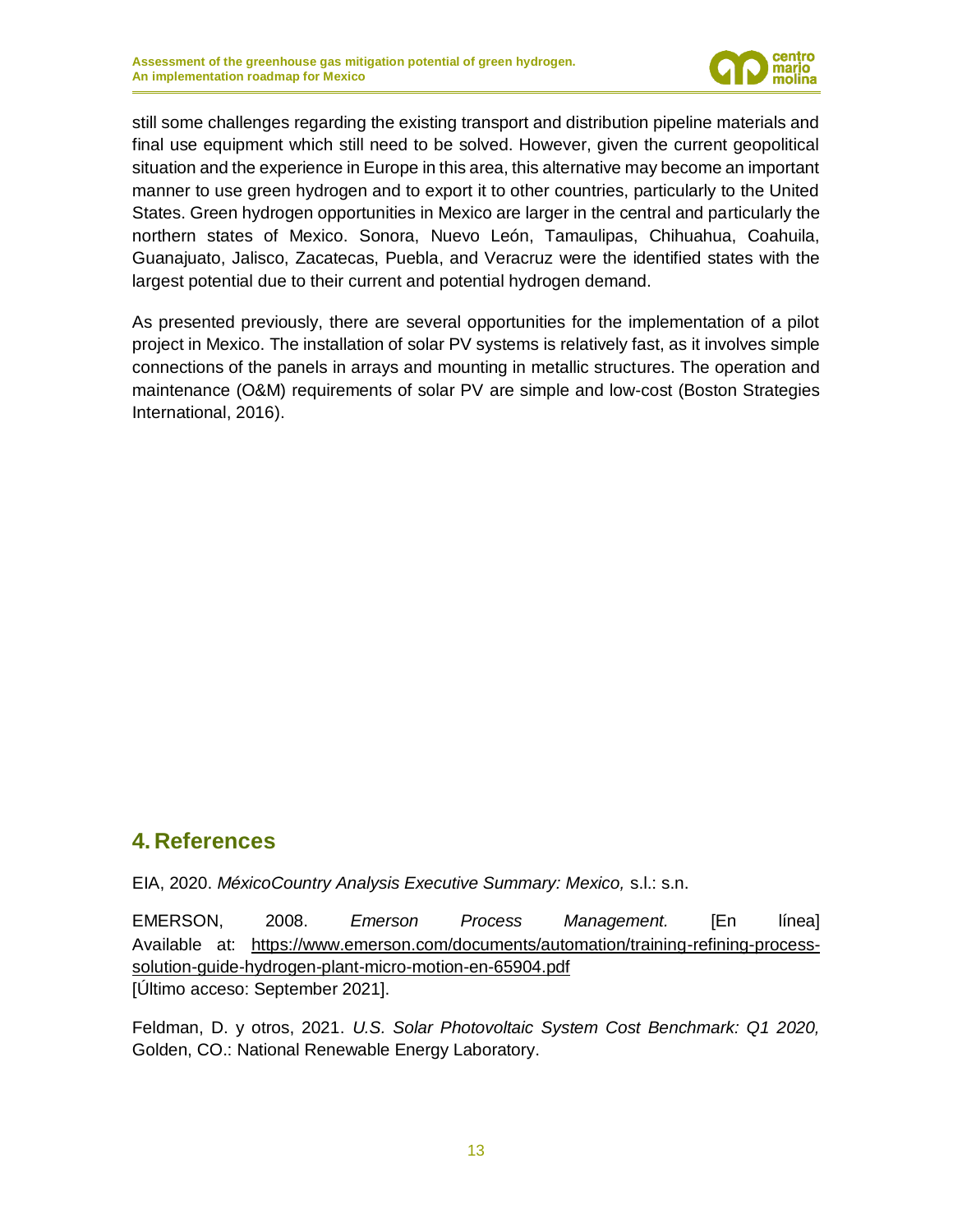still some challenges regarding the existing transport and distribution pipeline materials and final use equipment which still need to be solved. However, given the current geopolitical situation and the experience in Europe in this area, this alternative may become an important manner to use green hydrogen and to export it to other countries, particularly to the United States. Green hydrogen opportunities in Mexico are larger in the central and particularly the northern states of Mexico. Sonora, Nuevo León, Tamaulipas, Chihuahua, Coahuila, Guanajuato, Jalisco, Zacatecas, Puebla, and Veracruz were the identified states with the largest potential due to their current and potential hydrogen demand.

As presented previously, there are several opportunities for the implementation of a pilot project in Mexico. The installation of solar PV systems is relatively fast, as it involves simple connections of the panels in arrays and mounting in metallic structures. The operation and maintenance (O&M) requirements of solar PV are simple and low-cost (Boston Strategies International, 2016).

## 4. References

EIA, 2020. *MéxicoCountry Analysis Executive Summary: Mexico,* s.l.: s.n.

EMERSON, 2008. *Emerson Process Management.* [En línea] Available at: https://www.emerson.com/documents/automation/training-refining-process-solution-guide-hydrogen-plant-micro-motion-en-65904.pdf
[Último acceso: September 2021].

Feldman, D. y otros, 2021. *U.S. Solar Photovoltaic System Cost Benchmark: Q1 2020,* Golden, CO.: National Renewable Energy Laboratory.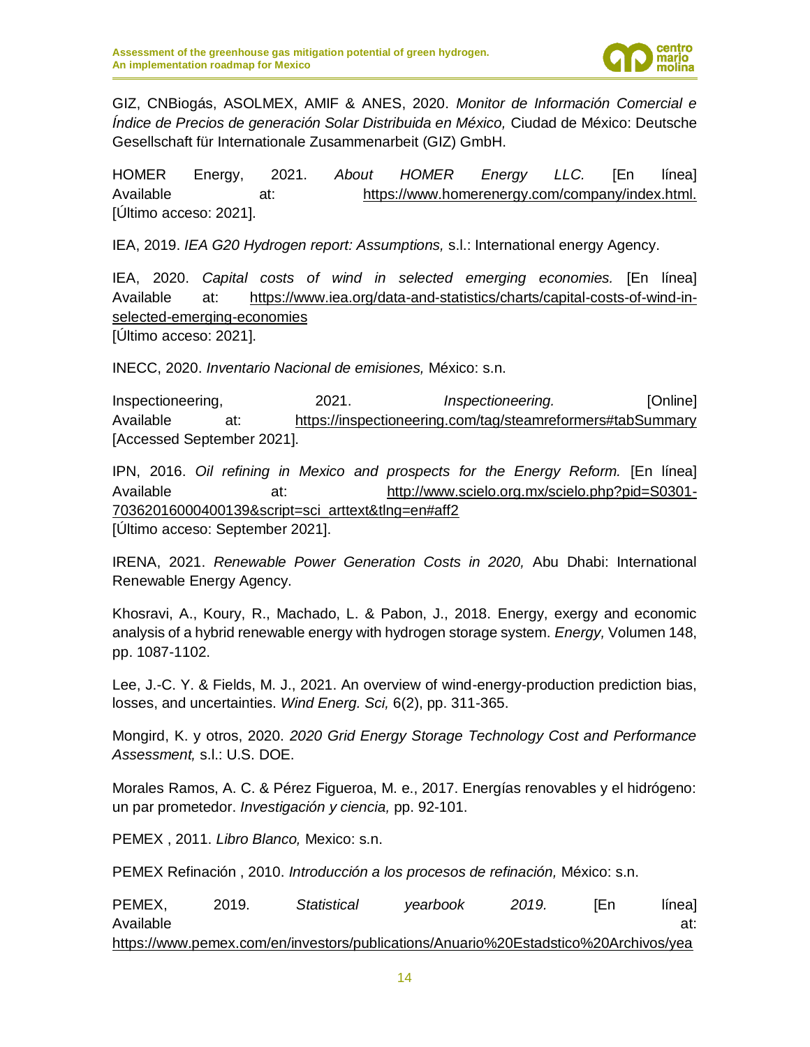GIZ, CNBiogás, ASOLMEX, AMIF & ANES, 2020. *Monitor de Información Comercial e Índice de Precios de generación Solar Distribuida en México,* Ciudad de México: Deutsche Gesellschaft für Internationale Zusammenarbeit (GIZ) GmbH.

HOMER Energy, 2021. *About HOMER Energy LLC.* [En línea] Available at: https://www.homerenergy.com/company/index.html. [Último acceso: 2021].

IEA, 2019. *IEA G20 Hydrogen report: Assumptions,* s.l.: International energy Agency.

IEA, 2020. *Capital costs of wind in selected emerging economies.* [En línea] Available at: https://www.iea.org/data-and-statistics/charts/capital-costs-of-wind-in-selected-emerging-economies
[Último acceso: 2021].

INECC, 2020. *Inventario Nacional de emisiones,* México: s.n.

Inspectioneering, 2021. *Inspectioneering.* [Online] Available at: https://inspectioneering.com/tag/steamreformers#tabSummary [Accessed September 2021].

IPN, 2016. *Oil refining in Mexico and prospects for the Energy Reform.* [En línea] Available at: http://www.scielo.org.mx/scielo.php?pid=S0301-70362016000400139&script=sci_arttext&tlng=en#aff2
[Último acceso: September 2021].

IRENA, 2021. *Renewable Power Generation Costs in 2020,* Abu Dhabi: International Renewable Energy Agency.

Khosravi, A., Koury, R., Machado, L. & Pabon, J., 2018. Energy, exergy and economic analysis of a hybrid renewable energy with hydrogen storage system. *Energy,* Volumen 148, pp. 1087-1102.

Lee, J.-C. Y. & Fields, M. J., 2021. An overview of wind-energy-production prediction bias, losses, and uncertainties. *Wind Energ. Sci,* 6(2), pp. 311-365.

Mongird, K. y otros, 2020. *2020 Grid Energy Storage Technology Cost and Performance Assessment,* s.l.: U.S. DOE.

Morales Ramos, A. C. & Pérez Figueroa, M. e., 2017. Energías renovables y el hidrógeno: un par prometedor. *Investigación y ciencia,* pp. 92-101.

PEMEX , 2011. *Libro Blanco,* Mexico: s.n.

PEMEX Refinación , 2010. *Introducción a los procesos de refinación,* México: s.n.

PEMEX, 2019. *Statistical yearbook 2019.* [En línea] Available at: https://www.pemex.com/en/investors/publications/Anuario%20Estadstico%20Archivos/yea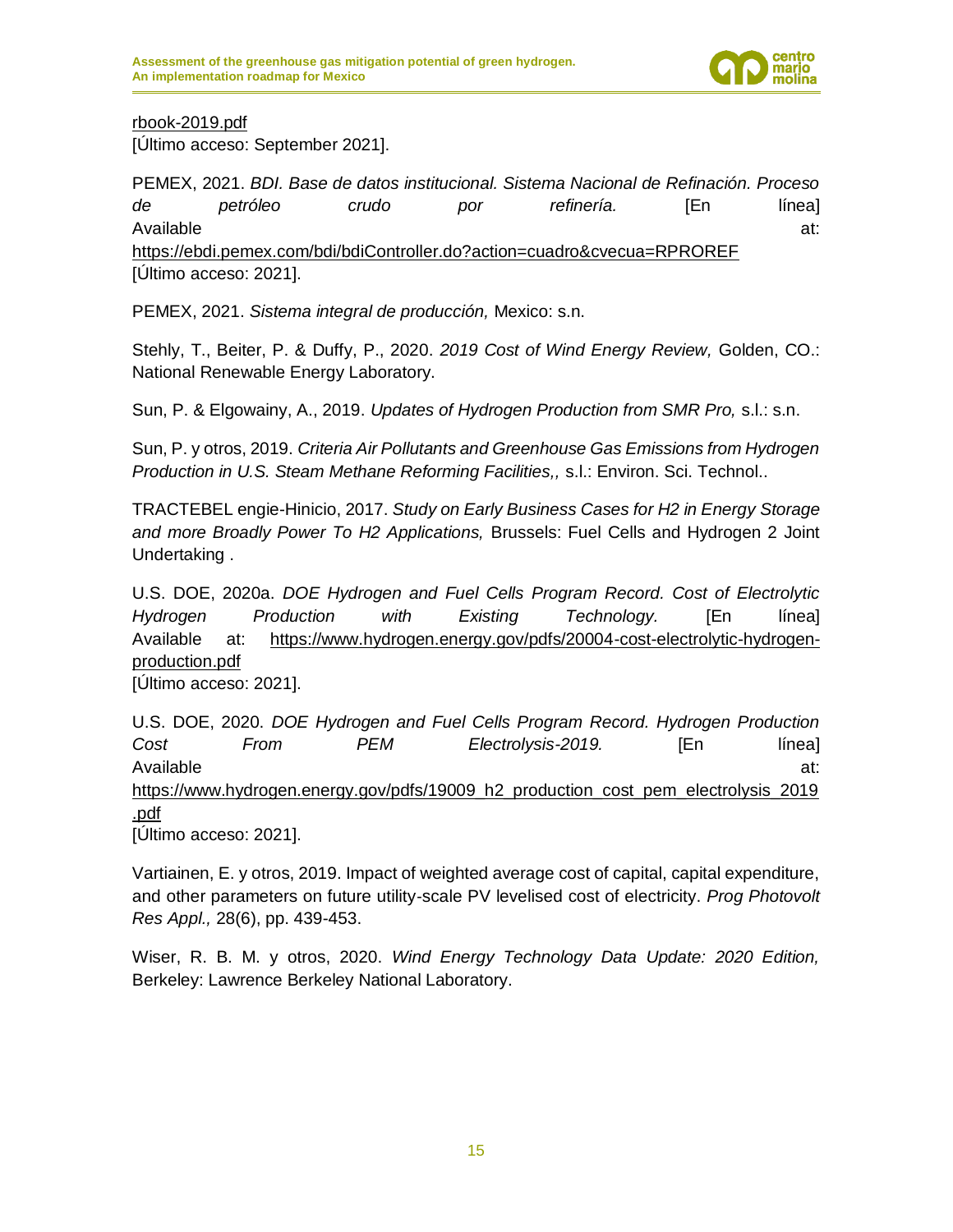rbook-2019.pdf
[Último acceso: September 2021].

PEMEX, 2021. *BDI. Base de datos institucional. Sistema Nacional de Refinación. Proceso de petróleo crudo por refinería.* [En línea] Available at: https://ebdi.pemex.com/bdi/bdiController.do?action=cuadro&cvecua=RPROREF
[Último acceso: 2021].

PEMEX, 2021. *Sistema integral de producción,* Mexico: s.n.

Stehly, T., Beiter, P. & Duffy, P., 2020. *2019 Cost of Wind Energy Review,* Golden, CO.: National Renewable Energy Laboratory.

Sun, P. & Elgowainy, A., 2019. *Updates of Hydrogen Production from SMR Pro,* s.l.: s.n.

Sun, P. y otros, 2019. *Criteria Air Pollutants and Greenhouse Gas Emissions from Hydrogen Production in U.S. Steam Methane Reforming Facilities,,* s.l.: Environ. Sci. Technol..

TRACTEBEL engie-Hinicio, 2017. *Study on Early Business Cases for H2 in Energy Storage and more Broadly Power To H2 Applications,* Brussels: Fuel Cells and Hydrogen 2 Joint Undertaking .

U.S. DOE, 2020a. *DOE Hydrogen and Fuel Cells Program Record. Cost of Electrolytic Hydrogen Production with Existing Technology.* [En línea] Available at: https://www.hydrogen.energy.gov/pdfs/20004-cost-electrolytic-hydrogen-production.pdf
[Último acceso: 2021].

U.S. DOE, 2020. *DOE Hydrogen and Fuel Cells Program Record. Hydrogen Production Cost From PEM Electrolysis-2019.* [En línea] Available at: https://www.hydrogen.energy.gov/pdfs/19009_h2_production_cost_pem_electrolysis_2019.pdf
[Último acceso: 2021].

Vartiainen, E. y otros, 2019. Impact of weighted average cost of capital, capital expenditure, and other parameters on future utility-scale PV levelised cost of electricity. *Prog Photovolt Res Appl.,* 28(6), pp. 439-453.

Wiser, R. B. M. y otros, 2020. *Wind Energy Technology Data Update: 2020 Edition,* Berkeley: Lawrence Berkeley National Laboratory.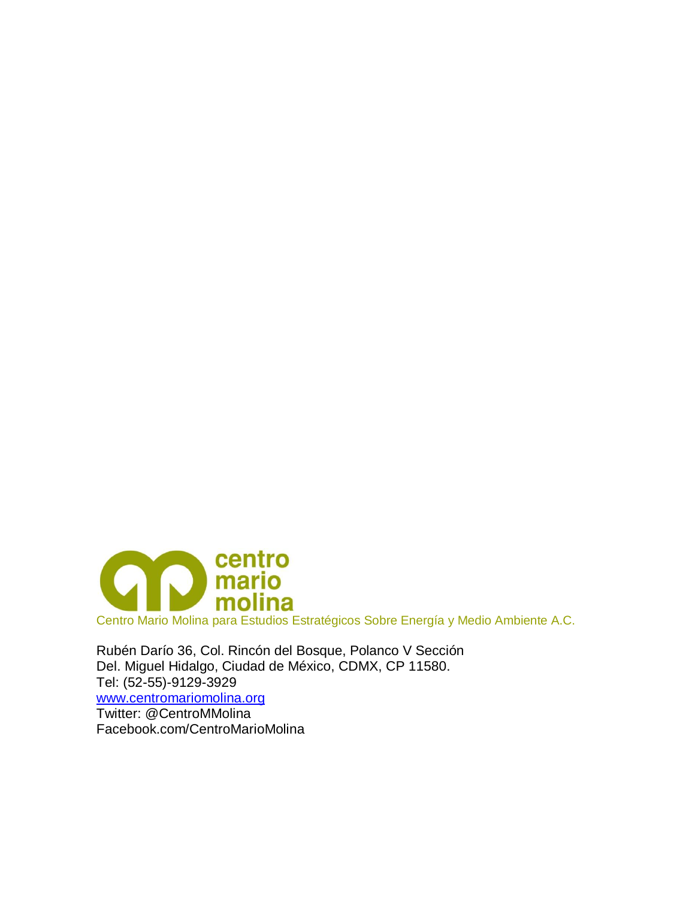centro
mario
molina

Centro Mario Molina para Estudios Estratégicos Sobre Energía y Medio Ambiente A.C.

Rubén Darío 36, Col. Rincón del Bosque, Polanco V Sección
Del. Miguel Hidalgo, Ciudad de México, CDMX, CP 11580.
Tel: (52-55)-9129-3929
www.centromariomolina.org
Twitter: @CentroMMolina
Facebook.com/CentroMarioMolina